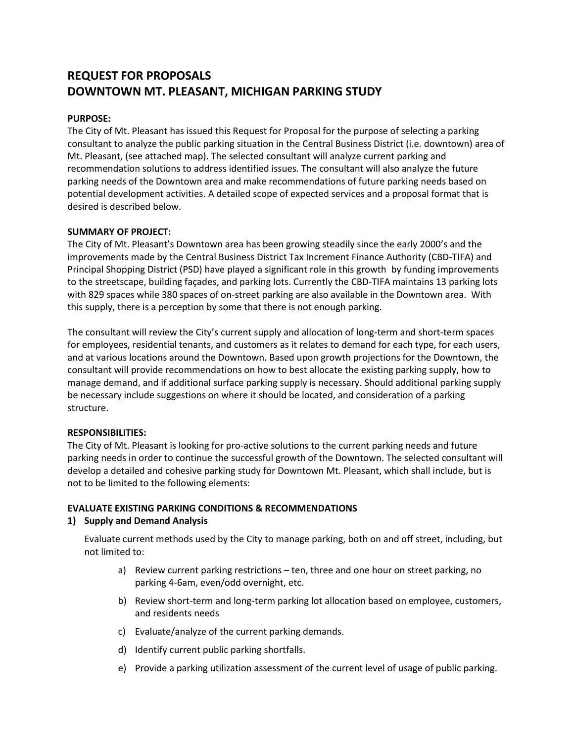# REQUEST FOR PROPOSALS
# DOWNTOWN MT. PLEASANT, MICHIGAN PARKING STUDY

**PURPOSE:**

The City of Mt. Pleasant has issued this Request for Proposal for the purpose of selecting a parking consultant to analyze the public parking situation in the Central Business District (i.e. downtown) area of Mt. Pleasant, (see attached map). The selected consultant will analyze current parking and recommendation solutions to address identified issues. The consultant will also analyze the future parking needs of the Downtown area and make recommendations of future parking needs based on potential development activities. A detailed scope of expected services and a proposal format that is desired is described below.

**SUMMARY OF PROJECT:**

The City of Mt. Pleasant's Downtown area has been growing steadily since the early 2000's and the improvements made by the Central Business District Tax Increment Finance Authority (CBD-TIFA) and Principal Shopping District (PSD) have played a significant role in this growth by funding improvements to the streetscape, building façades, and parking lots. Currently the CBD-TIFA maintains 13 parking lots with 829 spaces while 380 spaces of on-street parking are also available in the Downtown area. With this supply, there is a perception by some that there is not enough parking.

The consultant will review the City's current supply and allocation of long-term and short-term spaces for employees, residential tenants, and customers as it relates to demand for each type, for each users, and at various locations around the Downtown. Based upon growth projections for the Downtown, the consultant will provide recommendations on how to best allocate the existing parking supply, how to manage demand, and if additional surface parking supply is necessary. Should additional parking supply be necessary include suggestions on where it should be located, and consideration of a parking structure.

**RESPONSIBILITIES:**

The City of Mt. Pleasant is looking for pro-active solutions to the current parking needs and future parking needs in order to continue the successful growth of the Downtown. The selected consultant will develop a detailed and cohesive parking study for Downtown Mt. Pleasant, which shall include, but is not to be limited to the following elements:

**EVALUATE EXISTING PARKING CONDITIONS & RECOMMENDATIONS**

**1) Supply and Demand Analysis**

Evaluate current methods used by the City to manage parking, both on and off street, including, but not limited to:

a) Review current parking restrictions – ten, three and one hour on street parking, no parking 4-6am, even/odd overnight, etc.

b) Review short-term and long-term parking lot allocation based on employee, customers, and residents needs

c) Evaluate/analyze of the current parking demands.

d) Identify current public parking shortfalls.

e) Provide a parking utilization assessment of the current level of usage of public parking.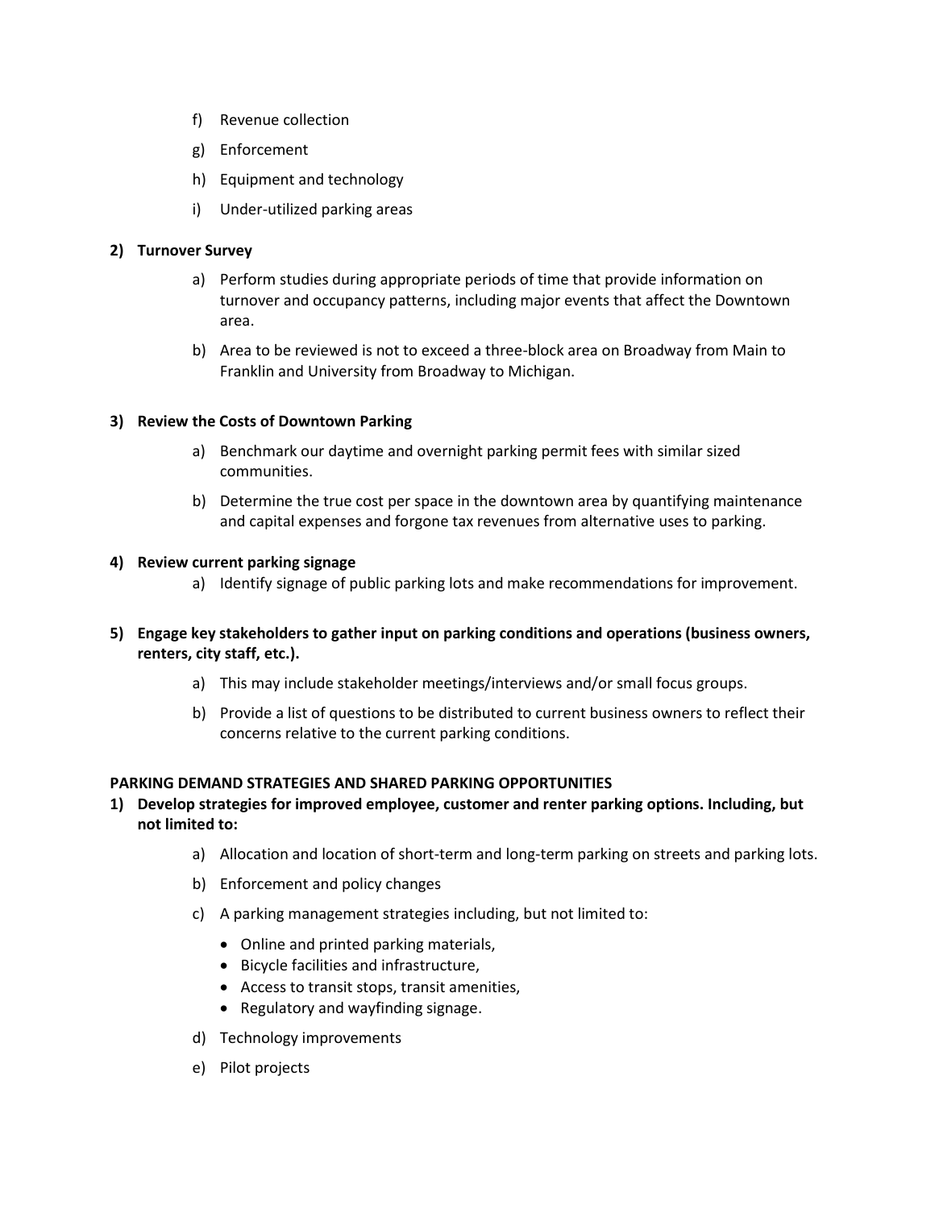f) Revenue collection

g) Enforcement

h) Equipment and technology

i) Under-utilized parking areas

**2) Turnover Survey**

a) Perform studies during appropriate periods of time that provide information on turnover and occupancy patterns, including major events that affect the Downtown area.

b) Area to be reviewed is not to exceed a three-block area on Broadway from Main to Franklin and University from Broadway to Michigan.

**3) Review the Costs of Downtown Parking**

a) Benchmark our daytime and overnight parking permit fees with similar sized communities.

b) Determine the true cost per space in the downtown area by quantifying maintenance and capital expenses and forgone tax revenues from alternative uses to parking.

**4) Review current parking signage**

a) Identify signage of public parking lots and make recommendations for improvement.

**5) Engage key stakeholders to gather input on parking conditions and operations (business owners, renters, city staff, etc.).**

a) This may include stakeholder meetings/interviews and/or small focus groups.

b) Provide a list of questions to be distributed to current business owners to reflect their concerns relative to the current parking conditions.

**PARKING DEMAND STRATEGIES AND SHARED PARKING OPPORTUNITIES**

**1) Develop strategies for improved employee, customer and renter parking options. Including, but not limited to:**

a) Allocation and location of short-term and long-term parking on streets and parking lots.

b) Enforcement and policy changes

c) A parking management strategies including, but not limited to:

- Online and printed parking materials,
- Bicycle facilities and infrastructure,
- Access to transit stops, transit amenities,
- Regulatory and wayfinding signage.

d) Technology improvements

e) Pilot projects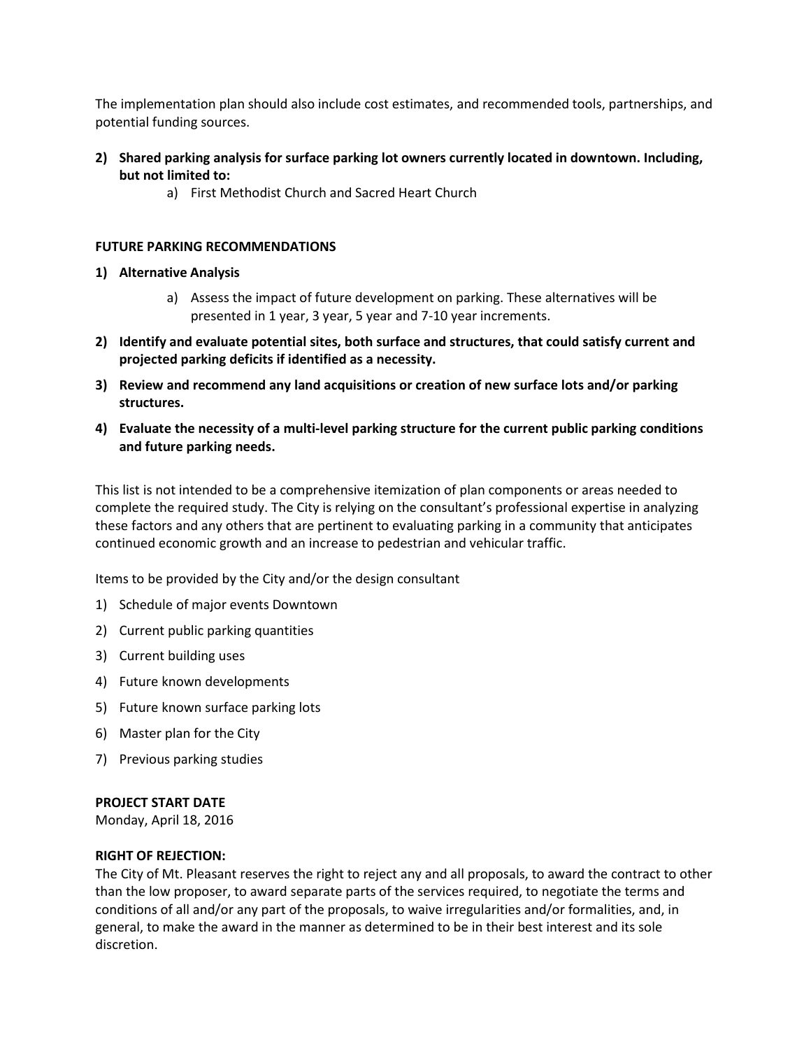The implementation plan should also include cost estimates, and recommended tools, partnerships, and potential funding sources.

2) **Shared parking analysis for surface parking lot owners currently located in downtown. Including, but not limited to:**
    a) First Methodist Church and Sacred Heart Church

**FUTURE PARKING RECOMMENDATIONS**

1) **Alternative Analysis**
    a) Assess the impact of future development on parking. These alternatives will be presented in 1 year, 3 year, 5 year and 7-10 year increments.
2) **Identify and evaluate potential sites, both surface and structures, that could satisfy current and projected parking deficits if identified as a necessity.**
3) **Review and recommend any land acquisitions or creation of new surface lots and/or parking structures.**
4) **Evaluate the necessity of a multi-level parking structure for the current public parking conditions and future parking needs.**

This list is not intended to be a comprehensive itemization of plan components or areas needed to complete the required study. The City is relying on the consultant's professional expertise in analyzing these factors and any others that are pertinent to evaluating parking in a community that anticipates continued economic growth and an increase to pedestrian and vehicular traffic.

Items to be provided by the City and/or the design consultant

1) Schedule of major events Downtown
2) Current public parking quantities
3) Current building uses
4) Future known developments
5) Future known surface parking lots
6) Master plan for the City
7) Previous parking studies

**PROJECT START DATE**
Monday, April 18, 2016

**RIGHT OF REJECTION:**
The City of Mt. Pleasant reserves the right to reject any and all proposals, to award the contract to other than the low proposer, to award separate parts of the services required, to negotiate the terms and conditions of all and/or any part of the proposals, to waive irregularities and/or formalities, and, in general, to make the award in the manner as determined to be in their best interest and its sole discretion.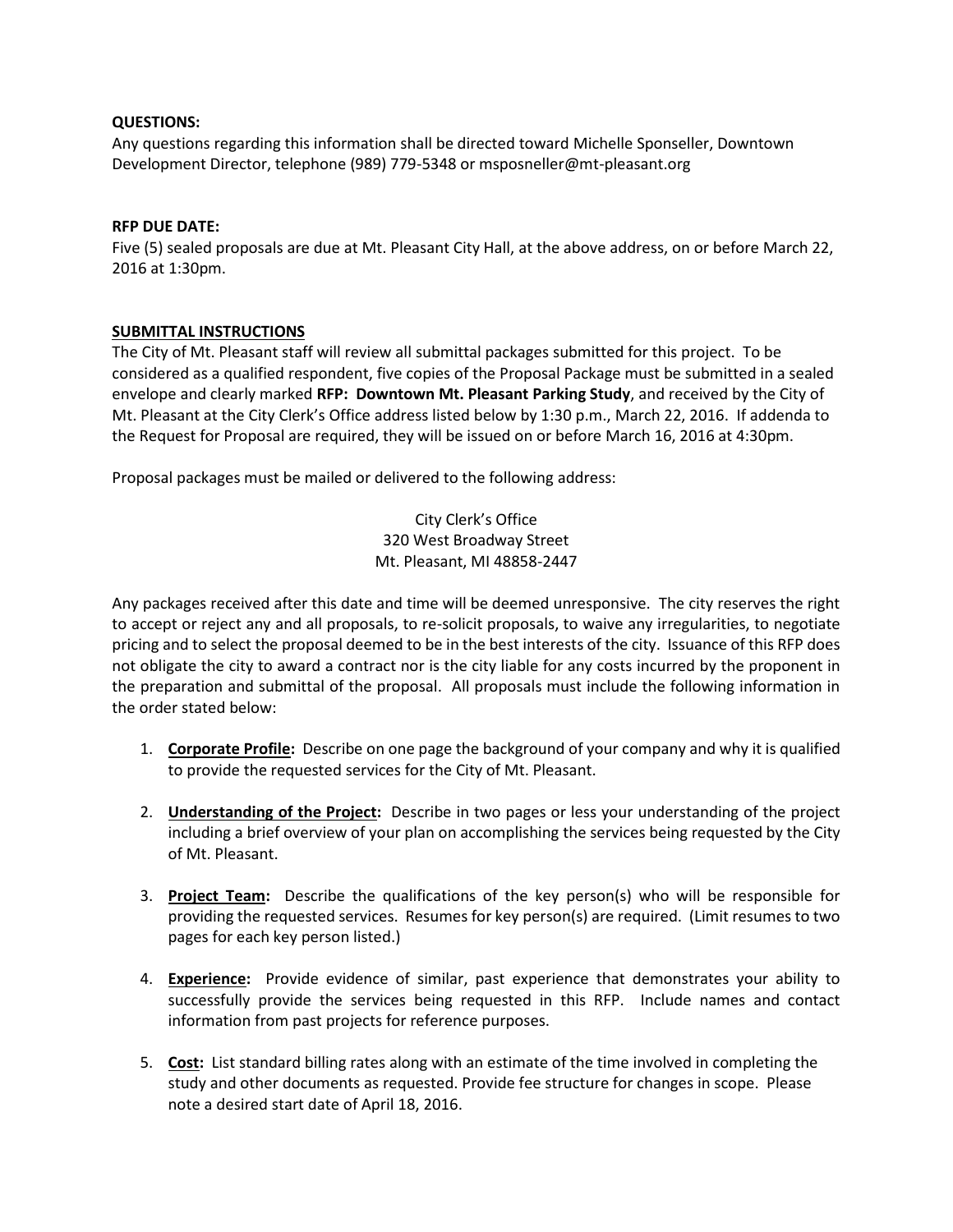**QUESTIONS:**

Any questions regarding this information shall be directed toward Michelle Sponseller, Downtown Development Director, telephone (989) 779-5348 or msposneller@mt-pleasant.org

**RFP DUE DATE:**

Five (5) sealed proposals are due at Mt. Pleasant City Hall, at the above address, on or before March 22, 2016 at 1:30pm.

**SUBMITTAL INSTRUCTIONS**

The City of Mt. Pleasant staff will review all submittal packages submitted for this project. To be considered as a qualified respondent, five copies of the Proposal Package must be submitted in a sealed envelope and clearly marked **RFP: Downtown Mt. Pleasant Parking Study**, and received by the City of Mt. Pleasant at the City Clerk's Office address listed below by 1:30 p.m., March 22, 2016. If addenda to the Request for Proposal are required, they will be issued on or before March 16, 2016 at 4:30pm.

Proposal packages must be mailed or delivered to the following address:

City Clerk's Office
320 West Broadway Street
Mt. Pleasant, MI 48858-2447

Any packages received after this date and time will be deemed unresponsive. The city reserves the right to accept or reject any and all proposals, to re-solicit proposals, to waive any irregularities, to negotiate pricing and to select the proposal deemed to be in the best interests of the city. Issuance of this RFP does not obligate the city to award a contract nor is the city liable for any costs incurred by the proponent in the preparation and submittal of the proposal. All proposals must include the following information in the order stated below:

1. **Corporate Profile:** Describe on one page the background of your company and why it is qualified to provide the requested services for the City of Mt. Pleasant.

2. **Understanding of the Project:** Describe in two pages or less your understanding of the project including a brief overview of your plan on accomplishing the services being requested by the City of Mt. Pleasant.

3. **Project Team:** Describe the qualifications of the key person(s) who will be responsible for providing the requested services. Resumes for key person(s) are required. (Limit resumes to two pages for each key person listed.)

4. **Experience:** Provide evidence of similar, past experience that demonstrates your ability to successfully provide the services being requested in this RFP. Include names and contact information from past projects for reference purposes.

5. **Cost:** List standard billing rates along with an estimate of the time involved in completing the study and other documents as requested. Provide fee structure for changes in scope. Please note a desired start date of April 18, 2016.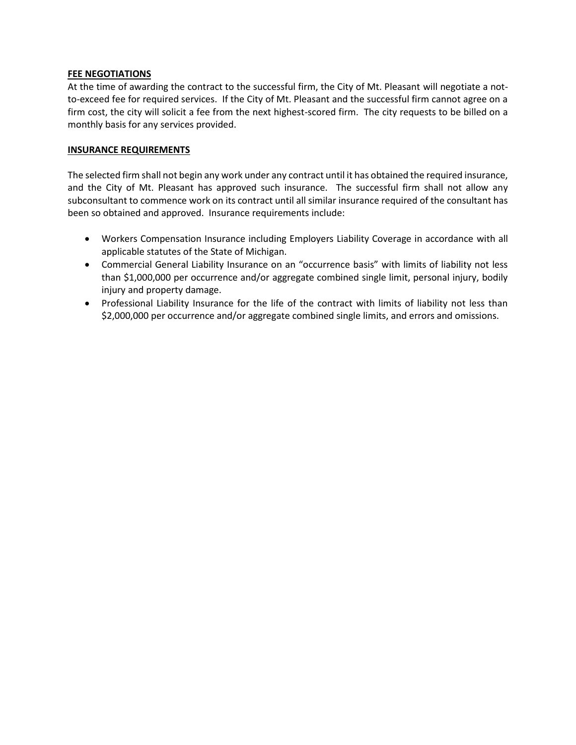**FEE NEGOTIATIONS**

At the time of awarding the contract to the successful firm, the City of Mt. Pleasant will negotiate a not-to-exceed fee for required services. If the City of Mt. Pleasant and the successful firm cannot agree on a firm cost, the city will solicit a fee from the next highest-scored firm. The city requests to be billed on a monthly basis for any services provided.

**INSURANCE REQUIREMENTS**

The selected firm shall not begin any work under any contract until it has obtained the required insurance, and the City of Mt. Pleasant has approved such insurance. The successful firm shall not allow any subconsultant to commence work on its contract until all similar insurance required of the consultant has been so obtained and approved. Insurance requirements include:

- Workers Compensation Insurance including Employers Liability Coverage in accordance with all applicable statutes of the State of Michigan.
- Commercial General Liability Insurance on an "occurrence basis" with limits of liability not less than $1,000,000 per occurrence and/or aggregate combined single limit, personal injury, bodily injury and property damage.
- Professional Liability Insurance for the life of the contract with limits of liability not less than $2,000,000 per occurrence and/or aggregate combined single limits, and errors and omissions.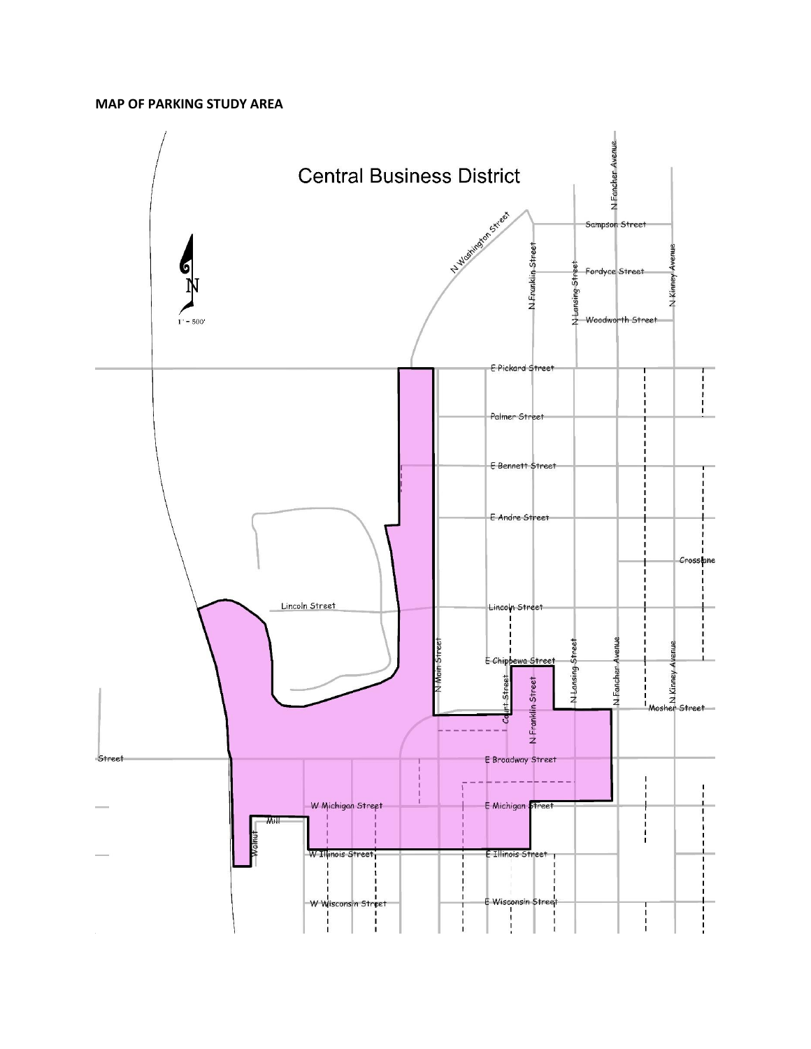**MAP OF PARKING STUDY AREA**

Central Business District

N

1" = 500'

N Washington Street

N Franklin Street

N Lansing Street

N Fancher Avenue

Sampson Street

Fordyce Street

N Kinney Avenue

Woodworth Street

E Pickard Street

Palmer Street

E Bennett Street

E Andre Street

Crosslane

Lincoln Street

Lincoln Street

N Main Street

E Chippewa Street

Court Street

N Franklin Street

N Lansing Street

N Fancher Avenue

N Kinney Avenue

Mosher Street

Street

E Broadway Street

W Michigan Street

E Michigan Street

Mill

Walnut

W Illinois Street

E Illinois Street

W Wisconsin Street

E Wisconsin Street